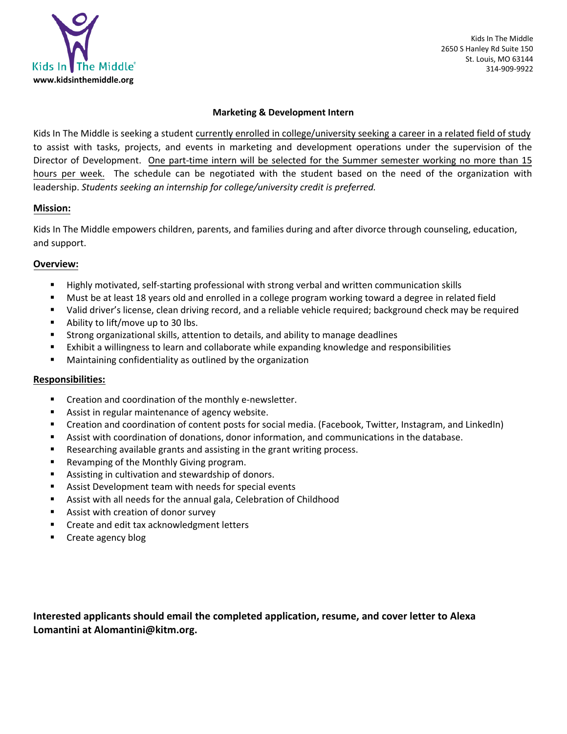Kids In The Middle
www.kidsinthemiddle.org

Kids In The Middle
2650 S Hanley Rd Suite 150
St. Louis, MO 63144
314-909-9922

**Marketing & Development Intern**

Kids In The Middle is seeking a student currently enrolled in college/university seeking a career in a related field of study to assist with tasks, projects, and events in marketing and development operations under the supervision of the Director of Development. One part-time intern will be selected for the Summer semester working no more than 15 hours per week. The schedule can be negotiated with the student based on the need of the organization with leadership. *Students seeking an internship for college/university credit is preferred.*

## Mission:

Kids In The Middle empowers children, parents, and families during and after divorce through counseling, education, and support.

## Overview:

- Highly motivated, self-starting professional with strong verbal and written communication skills
- Must be at least 18 years old and enrolled in a college program working toward a degree in related field
- Valid driver's license, clean driving record, and a reliable vehicle required; background check may be required
- Ability to lift/move up to 30 lbs.
- Strong organizational skills, attention to details, and ability to manage deadlines
- Exhibit a willingness to learn and collaborate while expanding knowledge and responsibilities
- Maintaining confidentiality as outlined by the organization

## Responsibilities:

- Creation and coordination of the monthly e-newsletter.
- Assist in regular maintenance of agency website.
- Creation and coordination of content posts for social media. (Facebook, Twitter, Instagram, and LinkedIn)
- Assist with coordination of donations, donor information, and communications in the database.
- Researching available grants and assisting in the grant writing process.
- Revamping of the Monthly Giving program.
- Assisting in cultivation and stewardship of donors.
- Assist Development team with needs for special events
- Assist with all needs for the annual gala, Celebration of Childhood
- Assist with creation of donor survey
- Create and edit tax acknowledgment letters
- Create agency blog

**Interested applicants should email the completed application, resume, and cover letter to Alexa Lomantini at Alomantini@kitm.org.**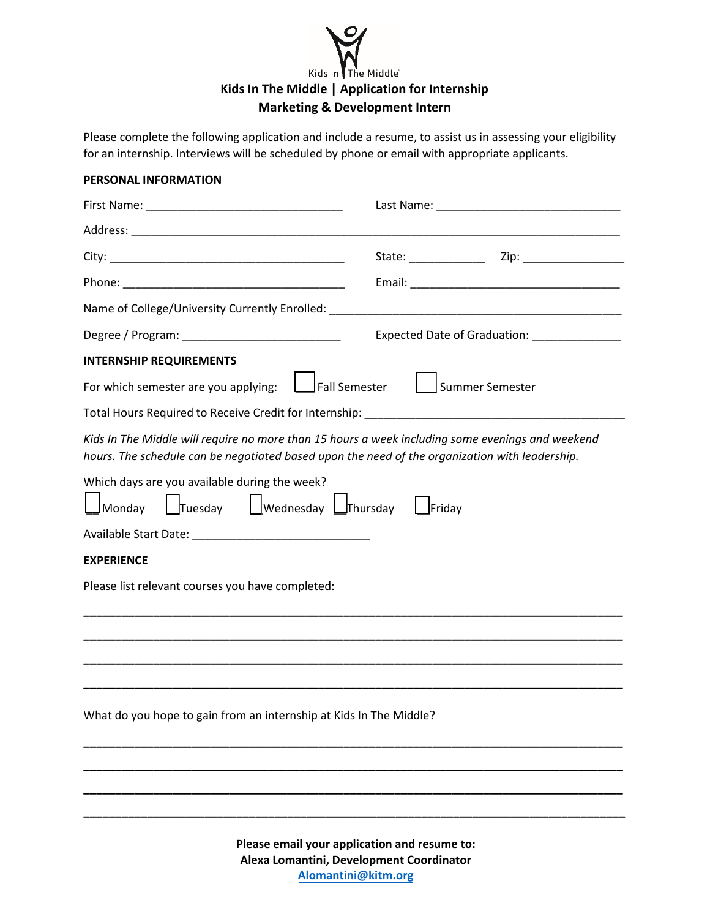Kids In The Middle

**Kids In The Middle | Application for Internship**
**Marketing & Development Intern**

Please complete the following application and include a resume, to assist us in assessing your eligibility for an internship. Interviews will be scheduled by phone or email with appropriate applicants.

**PERSONAL INFORMATION**

First Name: _______________________________ Last Name: _____________________________

Address: ________________________________________________________________________________

City: _____________________________________ State: ____________ Zip: ________________

Phone: ____________________________________ Email: __________________________________

Name of College/University Currently Enrolled: ___________________________________________

Degree / Program: _________________________ Expected Date of Graduation: ______________

**INTERNSHIP REQUIREMENTS**

For which semester are you applying: ☐ Fall Semester ☐ Summer Semester

Total Hours Required to Receive Credit for Internship: ___________________________________

*Kids In The Middle will require no more than 15 hours a week including some evenings and weekend hours. The schedule can be negotiated based upon the need of the organization with leadership.*

Which days are you available during the week?

☐ Monday ☐ Tuesday ☐ Wednesday ☐ Thursday ☐ Friday

Available Start Date: ____________________________

**EXPERIENCE**

Please list relevant courses you have completed:

________________________________________________________________________________

________________________________________________________________________________

________________________________________________________________________________

________________________________________________________________________________

What do you hope to gain from an internship at Kids In The Middle?

________________________________________________________________________________

________________________________________________________________________________

________________________________________________________________________________

________________________________________________________________________________

**Please email your application and resume to:**
**Alexa Lomantini, Development Coordinator**
**Alomantini@kitm.org**